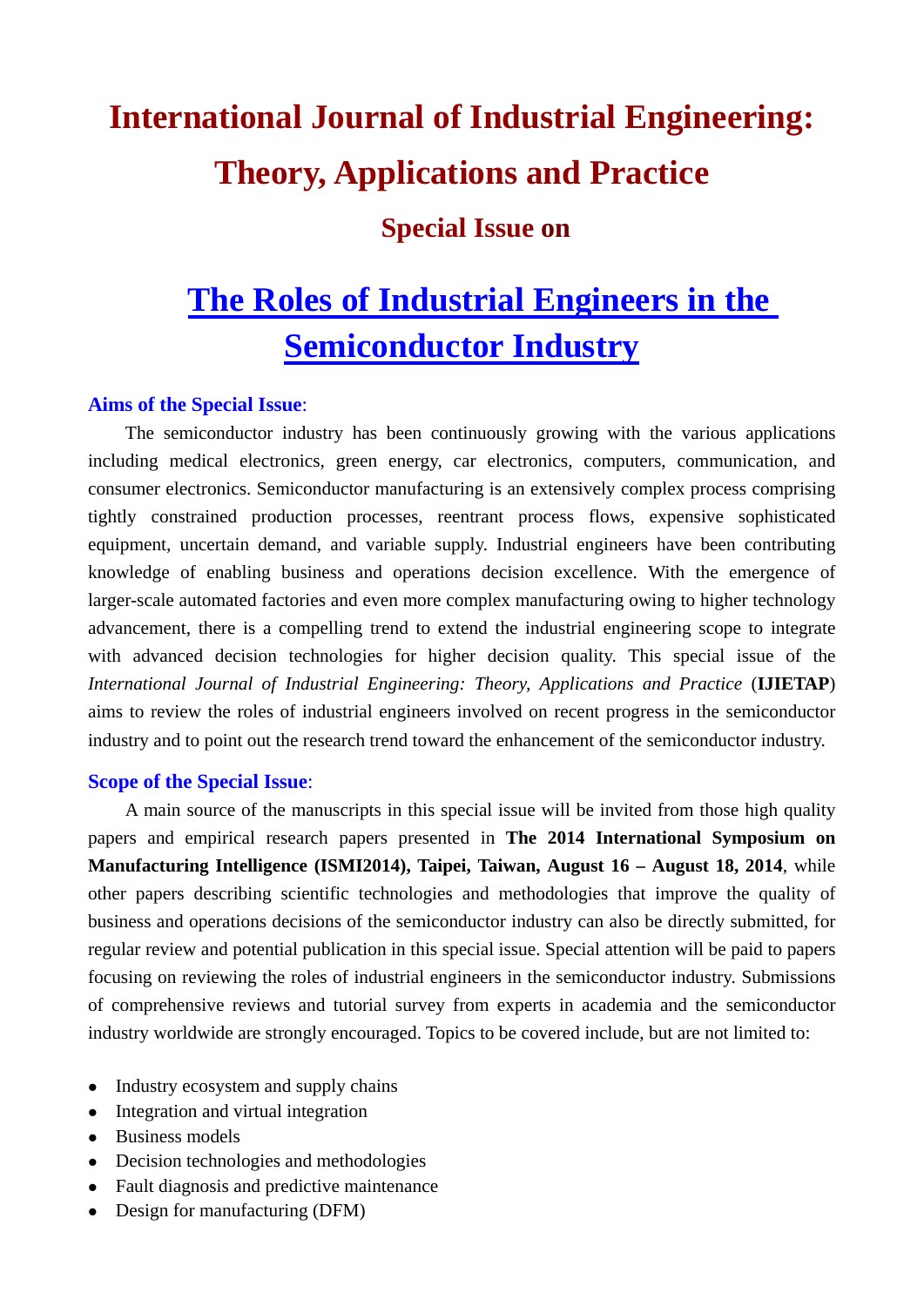# International Journal of Industrial Engineering: Theory, Applications and Practice

## Special Issue on

# The Roles of Industrial Engineers in the Semiconductor Industry

### Aims of the Special Issue:

The semiconductor industry has been continuously growing with the various applications including medical electronics, green energy, car electronics, computers, communication, and consumer electronics. Semiconductor manufacturing is an extensively complex process comprising tightly constrained production processes, reentrant process flows, expensive sophisticated equipment, uncertain demand, and variable supply. Industrial engineers have been contributing knowledge of enabling business and operations decision excellence. With the emergence of larger-scale automated factories and even more complex manufacturing owing to higher technology advancement, there is a compelling trend to extend the industrial engineering scope to integrate with advanced decision technologies for higher decision quality. This special issue of the *International Journal of Industrial Engineering: Theory, Applications and Practice* (**IJIETAP**) aims to review the roles of industrial engineers involved on recent progress in the semiconductor industry and to point out the research trend toward the enhancement of the semiconductor industry.

### Scope of the Special Issue:

A main source of the manuscripts in this special issue will be invited from those high quality papers and empirical research papers presented in **The 2014 International Symposium on Manufacturing Intelligence (ISMI2014), Taipei, Taiwan, August 16 – August 18, 2014**, while other papers describing scientific technologies and methodologies that improve the quality of business and operations decisions of the semiconductor industry can also be directly submitted, for regular review and potential publication in this special issue. Special attention will be paid to papers focusing on reviewing the roles of industrial engineers in the semiconductor industry. Submissions of comprehensive reviews and tutorial survey from experts in academia and the semiconductor industry worldwide are strongly encouraged. Topics to be covered include, but are not limited to:

- Industry ecosystem and supply chains
- Integration and virtual integration
- Business models
- Decision technologies and methodologies
- Fault diagnosis and predictive maintenance
- Design for manufacturing (DFM)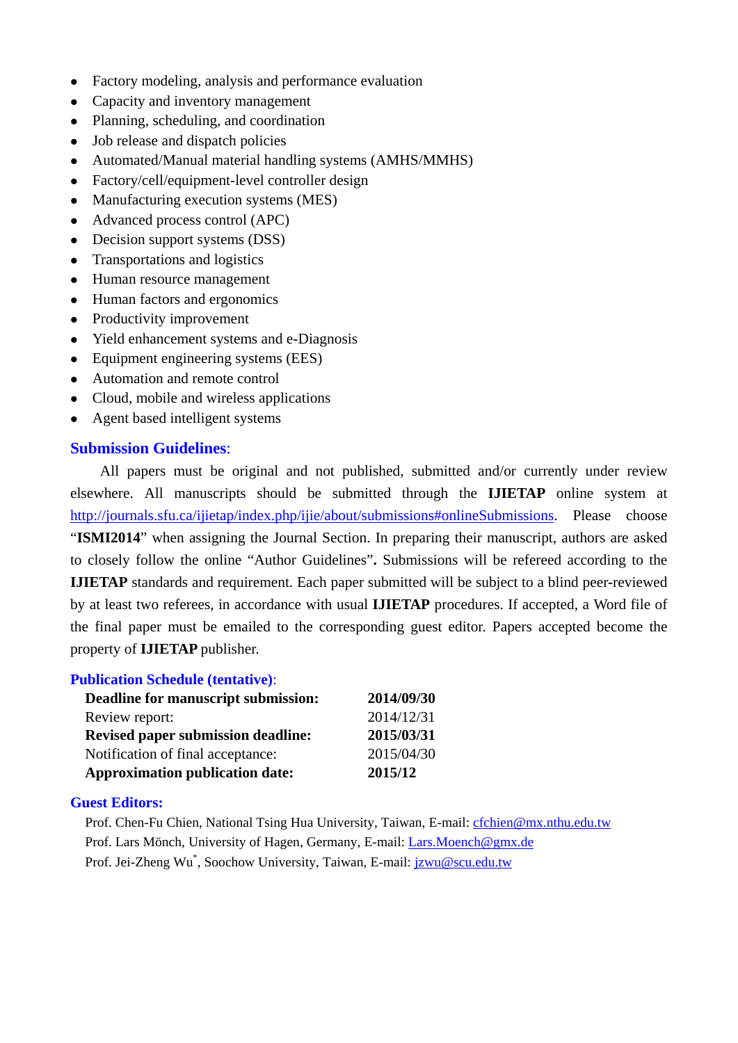- Factory modeling, analysis and performance evaluation
- Capacity and inventory management
- Planning, scheduling, and coordination
- Job release and dispatch policies
- Automated/Manual material handling systems (AMHS/MMHS)
- Factory/cell/equipment-level controller design
- Manufacturing execution systems (MES)
- Advanced process control (APC)
- Decision support systems (DSS)
- Transportations and logistics
- Human resource management
- Human factors and ergonomics
- Productivity improvement
- Yield enhancement systems and e-Diagnosis
- Equipment engineering systems (EES)
- Automation and remote control
- Cloud, mobile and wireless applications
- Agent based intelligent systems

## Submission Guidelines:

All papers must be original and not published, submitted and/or currently under review elsewhere. All manuscripts should be submitted through the **IJIETAP** online system at http://journals.sfu.ca/ijietap/index.php/ijie/about/submissions#onlineSubmissions. Please choose "**ISMI2014**" when assigning the Journal Section. In preparing their manuscript, authors are asked to closely follow the online "Author Guidelines"**.** Submissions will be refereed according to the **IJIETAP** standards and requirement. Each paper submitted will be subject to a blind peer-reviewed by at least two referees, in accordance with usual **IJIETAP** procedures. If accepted, a Word file of the final paper must be emailed to the corresponding guest editor. Papers accepted become the property of **IJIETAP** publisher.

## Publication Schedule (tentative):

| | |
|---|---|
| **Deadline for manuscript submission:** | **2014/09/30** |
| Review report: | 2014/12/31 |
| **Revised paper submission deadline:** | **2015/03/31** |
| Notification of final acceptance: | 2015/04/30 |
| **Approximation publication date:** | **2015/12** |

## Guest Editors:

Prof. Chen-Fu Chien, National Tsing Hua University, Taiwan, E-mail: cfchien@mx.nthu.edu.tw

Prof. Lars Mönch, University of Hagen, Germany, E-mail: Lars.Moench@gmx.de

Prof. Jei-Zheng Wu*, Soochow University, Taiwan, E-mail: jzwu@scu.edu.tw